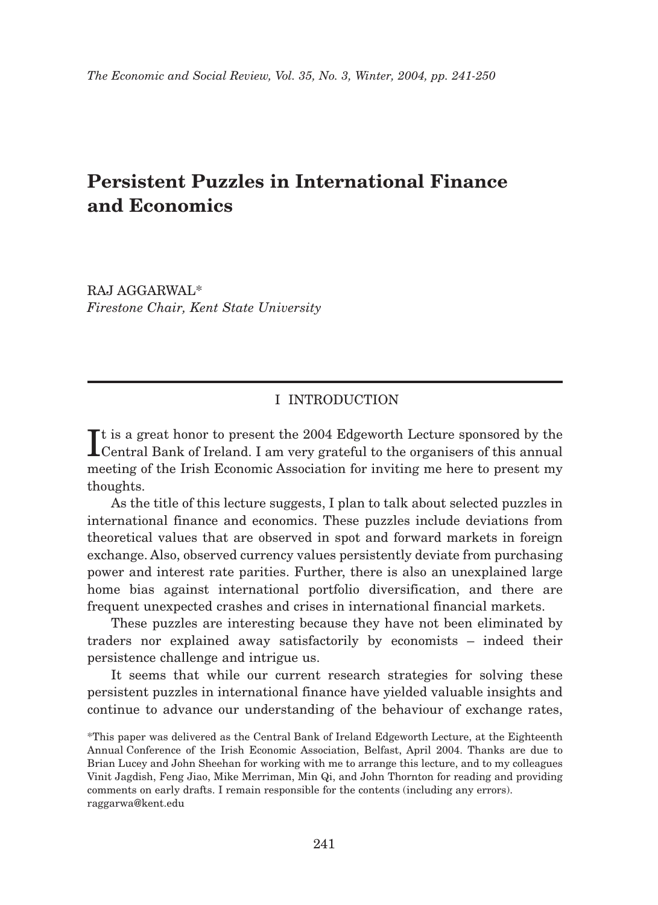# Persistent Puzzles in International Finance and Economics

RAJ AGGARWAL*
*Firestone Chair, Kent State University*

## I INTRODUCTION

It is a great honor to present the 2004 Edgeworth Lecture sponsored by the Central Bank of Ireland. I am very grateful to the organisers of this annual meeting of the Irish Economic Association for inviting me here to present my thoughts.

As the title of this lecture suggests, I plan to talk about selected puzzles in international finance and economics. These puzzles include deviations from theoretical values that are observed in spot and forward markets in foreign exchange. Also, observed currency values persistently deviate from purchasing power and interest rate parities. Further, there is also an unexplained large home bias against international portfolio diversification, and there are frequent unexpected crashes and crises in international financial markets.

These puzzles are interesting because they have not been eliminated by traders nor explained away satisfactorily by economists – indeed their persistence challenge and intrigue us.

It seems that while our current research strategies for solving these persistent puzzles in international finance have yielded valuable insights and continue to advance our understanding of the behaviour of exchange rates,

*This paper was delivered as the Central Bank of Ireland Edgeworth Lecture, at the Eighteenth Annual Conference of the Irish Economic Association, Belfast, April 2004. Thanks are due to Brian Lucey and John Sheehan for working with me to arrange this lecture, and to my colleagues Vinit Jagdish, Feng Jiao, Mike Merriman, Min Qi, and John Thornton for reading and providing comments on early drafts. I remain responsible for the contents (including any errors). raggarwa@kent.edu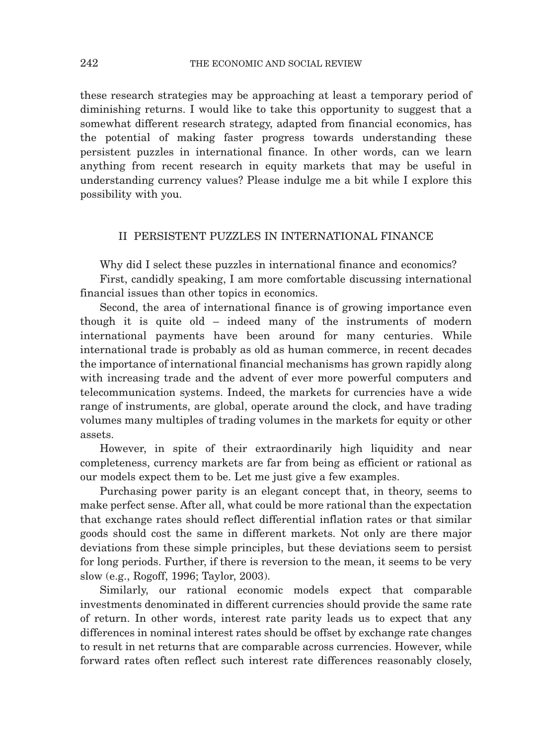these research strategies may be approaching at least a temporary period of diminishing returns. I would like to take this opportunity to suggest that a somewhat different research strategy, adapted from financial economics, has the potential of making faster progress towards understanding these persistent puzzles in international finance. In other words, can we learn anything from recent research in equity markets that may be useful in understanding currency values? Please indulge me a bit while I explore this possibility with you.

## II PERSISTENT PUZZLES IN INTERNATIONAL FINANCE

Why did I select these puzzles in international finance and economics?

First, candidly speaking, I am more comfortable discussing international financial issues than other topics in economics.

Second, the area of international finance is of growing importance even though it is quite old – indeed many of the instruments of modern international payments have been around for many centuries. While international trade is probably as old as human commerce, in recent decades the importance of international financial mechanisms has grown rapidly along with increasing trade and the advent of ever more powerful computers and telecommunication systems. Indeed, the markets for currencies have a wide range of instruments, are global, operate around the clock, and have trading volumes many multiples of trading volumes in the markets for equity or other assets.

However, in spite of their extraordinarily high liquidity and near completeness, currency markets are far from being as efficient or rational as our models expect them to be. Let me just give a few examples.

Purchasing power parity is an elegant concept that, in theory, seems to make perfect sense. After all, what could be more rational than the expectation that exchange rates should reflect differential inflation rates or that similar goods should cost the same in different markets. Not only are there major deviations from these simple principles, but these deviations seem to persist for long periods. Further, if there is reversion to the mean, it seems to be very slow (e.g., Rogoff, 1996; Taylor, 2003).

Similarly, our rational economic models expect that comparable investments denominated in different currencies should provide the same rate of return. In other words, interest rate parity leads us to expect that any differences in nominal interest rates should be offset by exchange rate changes to result in net returns that are comparable across currencies. However, while forward rates often reflect such interest rate differences reasonably closely,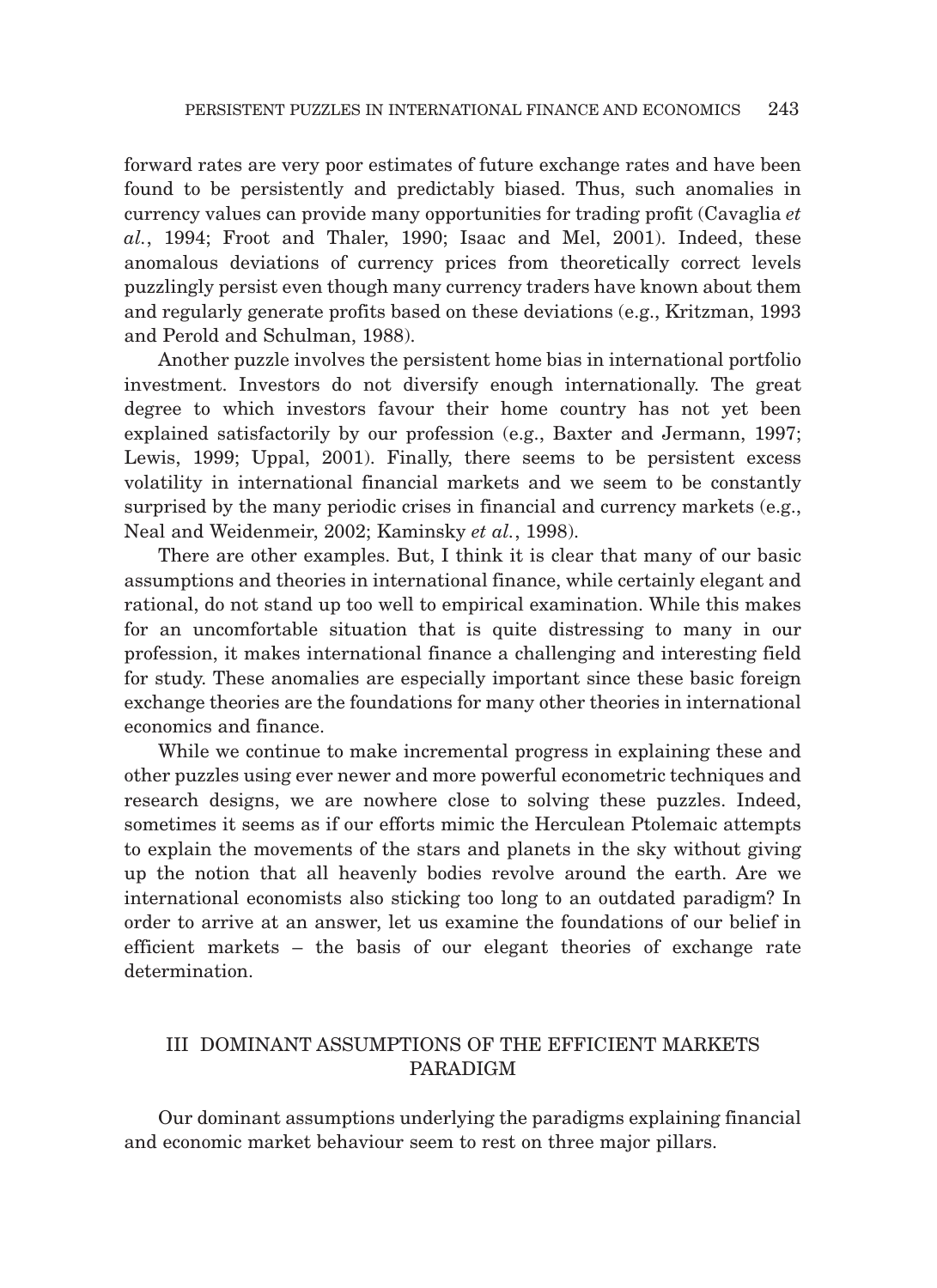forward rates are very poor estimates of future exchange rates and have been found to be persistently and predictably biased. Thus, such anomalies in currency values can provide many opportunities for trading profit (Cavaglia *et al.*, 1994; Froot and Thaler, 1990; Isaac and Mel, 2001). Indeed, these anomalous deviations of currency prices from theoretically correct levels puzzlingly persist even though many currency traders have known about them and regularly generate profits based on these deviations (e.g., Kritzman, 1993 and Perold and Schulman, 1988).

Another puzzle involves the persistent home bias in international portfolio investment. Investors do not diversify enough internationally. The great degree to which investors favour their home country has not yet been explained satisfactorily by our profession (e.g., Baxter and Jermann, 1997; Lewis, 1999; Uppal, 2001). Finally, there seems to be persistent excess volatility in international financial markets and we seem to be constantly surprised by the many periodic crises in financial and currency markets (e.g., Neal and Weidenmeir, 2002; Kaminsky *et al.*, 1998).

There are other examples. But, I think it is clear that many of our basic assumptions and theories in international finance, while certainly elegant and rational, do not stand up too well to empirical examination. While this makes for an uncomfortable situation that is quite distressing to many in our profession, it makes international finance a challenging and interesting field for study. These anomalies are especially important since these basic foreign exchange theories are the foundations for many other theories in international economics and finance.

While we continue to make incremental progress in explaining these and other puzzles using ever newer and more powerful econometric techniques and research designs, we are nowhere close to solving these puzzles. Indeed, sometimes it seems as if our efforts mimic the Herculean Ptolemaic attempts to explain the movements of the stars and planets in the sky without giving up the notion that all heavenly bodies revolve around the earth. Are we international economists also sticking too long to an outdated paradigm? In order to arrive at an answer, let us examine the foundations of our belief in efficient markets – the basis of our elegant theories of exchange rate determination.

## III DOMINANT ASSUMPTIONS OF THE EFFICIENT MARKETS PARADIGM

Our dominant assumptions underlying the paradigms explaining financial and economic market behaviour seem to rest on three major pillars.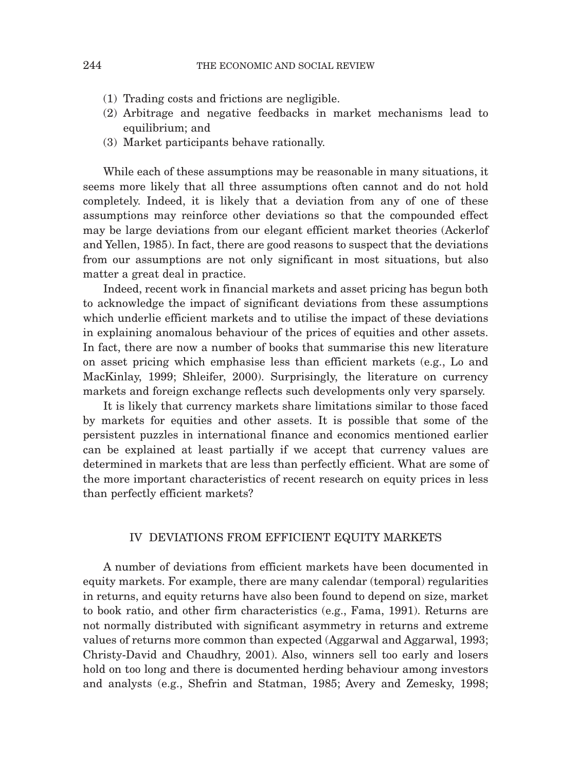(1) Trading costs and frictions are negligible.
(2) Arbitrage and negative feedbacks in market mechanisms lead to equilibrium; and
(3) Market participants behave rationally.

While each of these assumptions may be reasonable in many situations, it seems more likely that all three assumptions often cannot and do not hold completely. Indeed, it is likely that a deviation from any of one of these assumptions may reinforce other deviations so that the compounded effect may be large deviations from our elegant efficient market theories (Ackerlof and Yellen, 1985). In fact, there are good reasons to suspect that the deviations from our assumptions are not only significant in most situations, but also matter a great deal in practice.

Indeed, recent work in financial markets and asset pricing has begun both to acknowledge the impact of significant deviations from these assumptions which underlie efficient markets and to utilise the impact of these deviations in explaining anomalous behaviour of the prices of equities and other assets. In fact, there are now a number of books that summarise this new literature on asset pricing which emphasise less than efficient markets (e.g., Lo and MacKinlay, 1999; Shleifer, 2000). Surprisingly, the literature on currency markets and foreign exchange reflects such developments only very sparsely.

It is likely that currency markets share limitations similar to those faced by markets for equities and other assets. It is possible that some of the persistent puzzles in international finance and economics mentioned earlier can be explained at least partially if we accept that currency values are determined in markets that are less than perfectly efficient. What are some of the more important characteristics of recent research on equity prices in less than perfectly efficient markets?

## IV DEVIATIONS FROM EFFICIENT EQUITY MARKETS

A number of deviations from efficient markets have been documented in equity markets. For example, there are many calendar (temporal) regularities in returns, and equity returns have also been found to depend on size, market to book ratio, and other firm characteristics (e.g., Fama, 1991). Returns are not normally distributed with significant asymmetry in returns and extreme values of returns more common than expected (Aggarwal and Aggarwal, 1993; Christy-David and Chaudhry, 2001). Also, winners sell too early and losers hold on too long and there is documented herding behaviour among investors and analysts (e.g., Shefrin and Statman, 1985; Avery and Zemesky, 1998;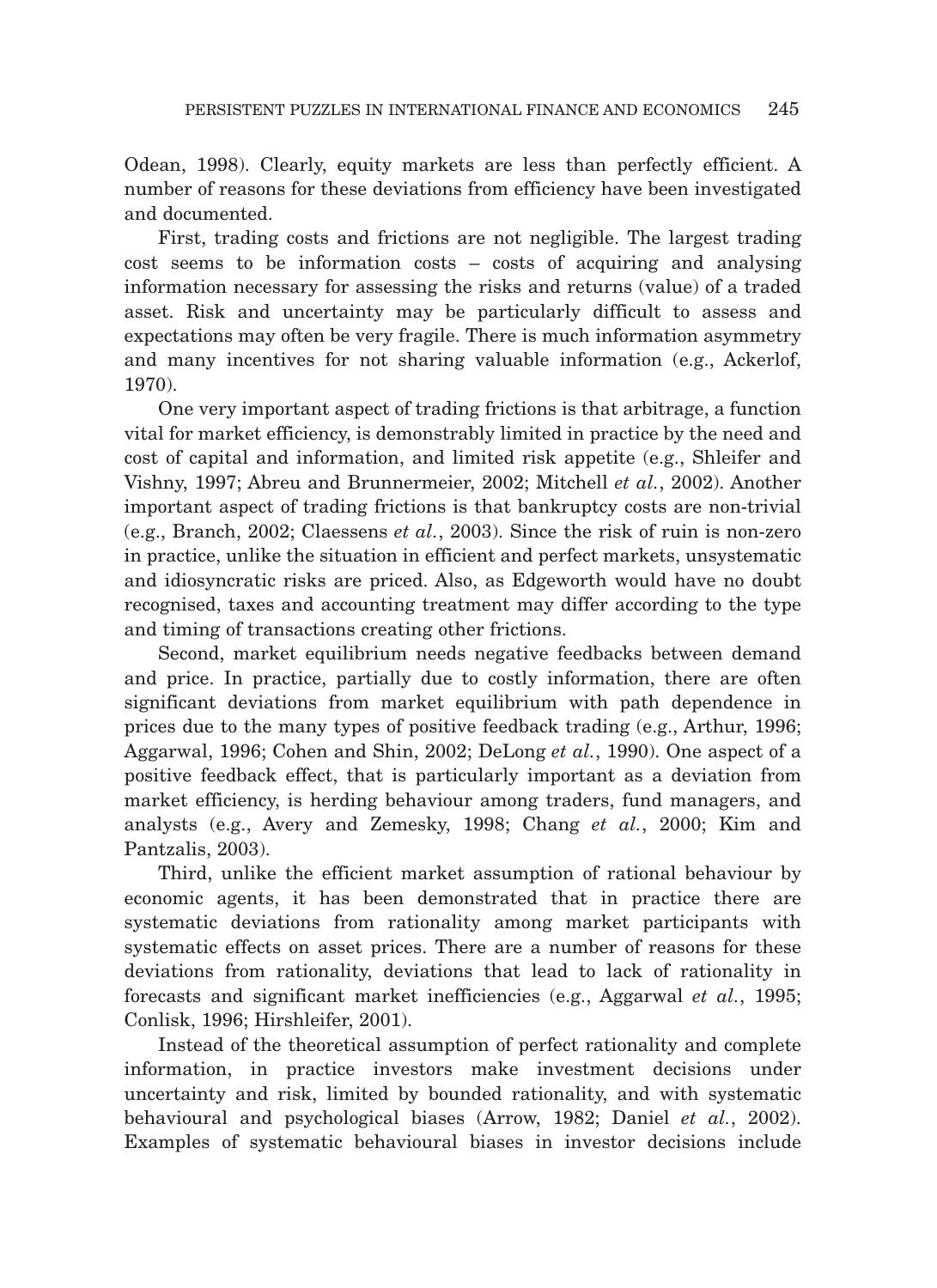Odean, 1998). Clearly, equity markets are less than perfectly efficient. A number of reasons for these deviations from efficiency have been investigated and documented.

First, trading costs and frictions are not negligible. The largest trading cost seems to be information costs – costs of acquiring and analysing information necessary for assessing the risks and returns (value) of a traded asset. Risk and uncertainty may be particularly difficult to assess and expectations may often be very fragile. There is much information asymmetry and many incentives for not sharing valuable information (e.g., Ackerlof, 1970).

One very important aspect of trading frictions is that arbitrage, a function vital for market efficiency, is demonstrably limited in practice by the need and cost of capital and information, and limited risk appetite (e.g., Shleifer and Vishny, 1997; Abreu and Brunnermeier, 2002; Mitchell *et al.*, 2002). Another important aspect of trading frictions is that bankruptcy costs are non-trivial (e.g., Branch, 2002; Claessens *et al.*, 2003). Since the risk of ruin is non-zero in practice, unlike the situation in efficient and perfect markets, unsystematic and idiosyncratic risks are priced. Also, as Edgeworth would have no doubt recognised, taxes and accounting treatment may differ according to the type and timing of transactions creating other frictions.

Second, market equilibrium needs negative feedbacks between demand and price. In practice, partially due to costly information, there are often significant deviations from market equilibrium with path dependence in prices due to the many types of positive feedback trading (e.g., Arthur, 1996; Aggarwal, 1996; Cohen and Shin, 2002; DeLong *et al.*, 1990). One aspect of a positive feedback effect, that is particularly important as a deviation from market efficiency, is herding behaviour among traders, fund managers, and analysts (e.g., Avery and Zemesky, 1998; Chang *et al.*, 2000; Kim and Pantzalis, 2003).

Third, unlike the efficient market assumption of rational behaviour by economic agents, it has been demonstrated that in practice there are systematic deviations from rationality among market participants with systematic effects on asset prices. There are a number of reasons for these deviations from rationality, deviations that lead to lack of rationality in forecasts and significant market inefficiencies (e.g., Aggarwal *et al.*, 1995; Conlisk, 1996; Hirshleifer, 2001).

Instead of the theoretical assumption of perfect rationality and complete information, in practice investors make investment decisions under uncertainty and risk, limited by bounded rationality, and with systematic behavioural and psychological biases (Arrow, 1982; Daniel *et al.*, 2002). Examples of systematic behavioural biases in investor decisions include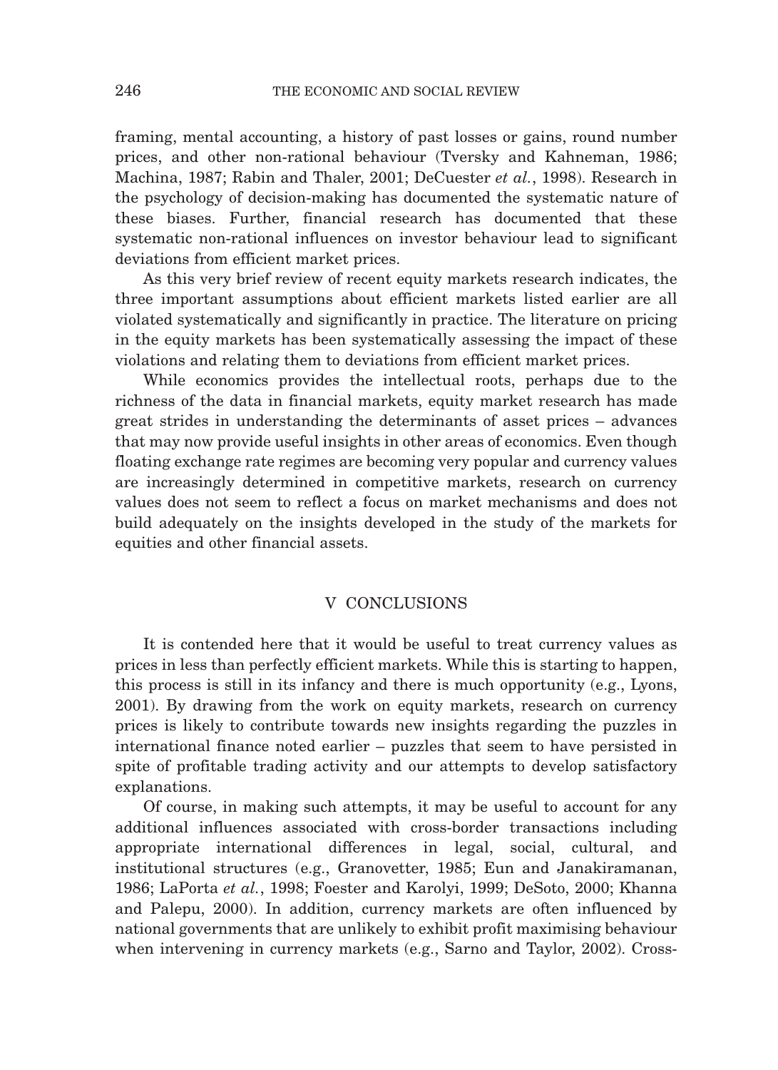framing, mental accounting, a history of past losses or gains, round number prices, and other non-rational behaviour (Tversky and Kahneman, 1986; Machina, 1987; Rabin and Thaler, 2001; DeCuester *et al.*, 1998). Research in the psychology of decision-making has documented the systematic nature of these biases. Further, financial research has documented that these systematic non-rational influences on investor behaviour lead to significant deviations from efficient market prices.

As this very brief review of recent equity markets research indicates, the three important assumptions about efficient markets listed earlier are all violated systematically and significantly in practice. The literature on pricing in the equity markets has been systematically assessing the impact of these violations and relating them to deviations from efficient market prices.

While economics provides the intellectual roots, perhaps due to the richness of the data in financial markets, equity market research has made great strides in understanding the determinants of asset prices – advances that may now provide useful insights in other areas of economics. Even though floating exchange rate regimes are becoming very popular and currency values are increasingly determined in competitive markets, research on currency values does not seem to reflect a focus on market mechanisms and does not build adequately on the insights developed in the study of the markets for equities and other financial assets.

## V CONCLUSIONS

It is contended here that it would be useful to treat currency values as prices in less than perfectly efficient markets. While this is starting to happen, this process is still in its infancy and there is much opportunity (e.g., Lyons, 2001). By drawing from the work on equity markets, research on currency prices is likely to contribute towards new insights regarding the puzzles in international finance noted earlier – puzzles that seem to have persisted in spite of profitable trading activity and our attempts to develop satisfactory explanations.

Of course, in making such attempts, it may be useful to account for any additional influences associated with cross-border transactions including appropriate international differences in legal, social, cultural, and institutional structures (e.g., Granovetter, 1985; Eun and Janakiramanan, 1986; LaPorta *et al.*, 1998; Foester and Karolyi, 1999; DeSoto, 2000; Khanna and Palepu, 2000). In addition, currency markets are often influenced by national governments that are unlikely to exhibit profit maximising behaviour when intervening in currency markets (e.g., Sarno and Taylor, 2002). Cross-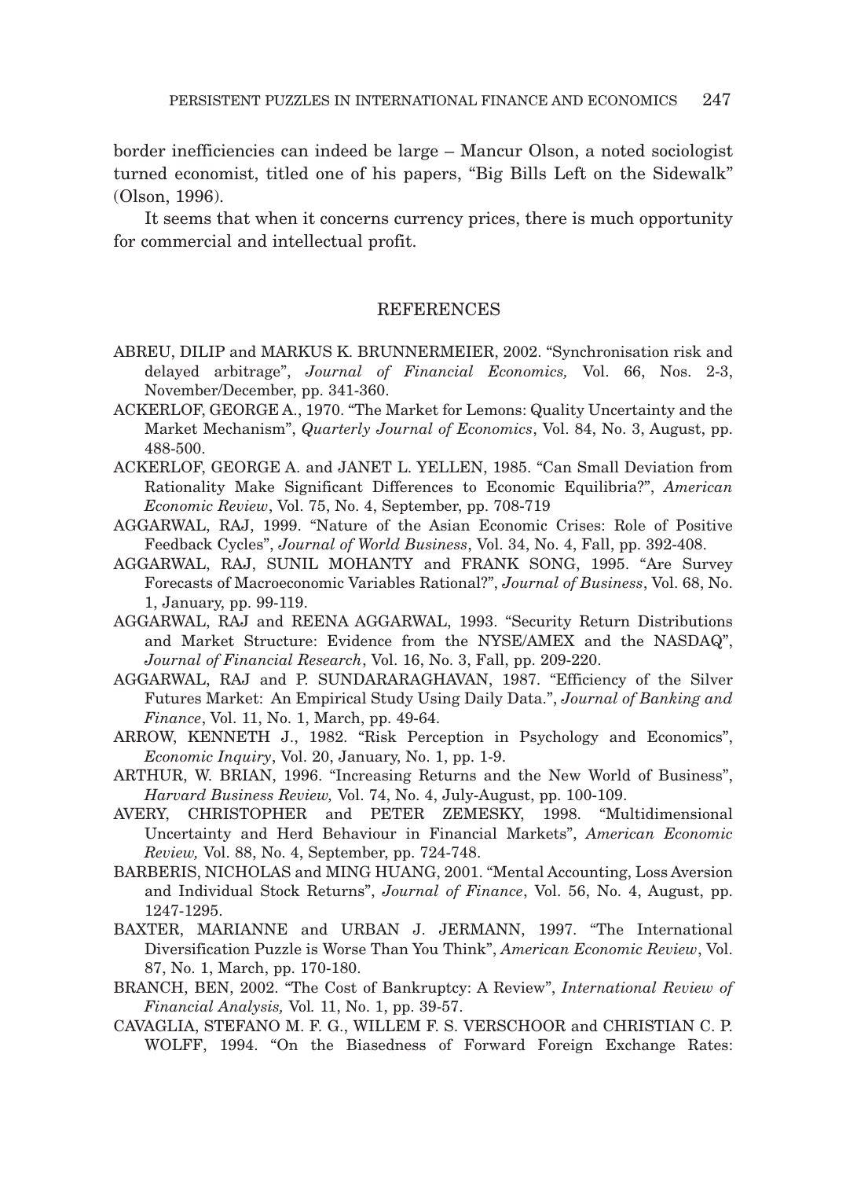border inefficiencies can indeed be large – Mancur Olson, a noted sociologist turned economist, titled one of his papers, "Big Bills Left on the Sidewalk" (Olson, 1996).

It seems that when it concerns currency prices, there is much opportunity for commercial and intellectual profit.

## REFERENCES

ABREU, DILIP and MARKUS K. BRUNNERMEIER, 2002. "Synchronisation risk and delayed arbitrage", *Journal of Financial Economics,* Vol. 66, Nos. 2-3, November/December, pp. 341-360.

ACKERLOF, GEORGE A., 1970. "The Market for Lemons: Quality Uncertainty and the Market Mechanism", *Quarterly Journal of Economics*, Vol. 84, No. 3, August, pp. 488-500.

ACKERLOF, GEORGE A. and JANET L. YELLEN, 1985. "Can Small Deviation from Rationality Make Significant Differences to Economic Equilibria?", *American Economic Review*, Vol. 75, No. 4, September, pp. 708-719

AGGARWAL, RAJ, 1999. "Nature of the Asian Economic Crises: Role of Positive Feedback Cycles", *Journal of World Business*, Vol. 34, No. 4, Fall, pp. 392-408.

AGGARWAL, RAJ, SUNIL MOHANTY and FRANK SONG, 1995. "Are Survey Forecasts of Macroeconomic Variables Rational?", *Journal of Business*, Vol. 68, No. 1, January, pp. 99-119.

AGGARWAL, RAJ and REENA AGGARWAL, 1993. "Security Return Distributions and Market Structure: Evidence from the NYSE/AMEX and the NASDAQ", *Journal of Financial Research*, Vol. 16, No. 3, Fall, pp. 209-220.

AGGARWAL, RAJ and P. SUNDARARAGHAVAN, 1987. "Efficiency of the Silver Futures Market: An Empirical Study Using Daily Data.", *Journal of Banking and Finance*, Vol. 11, No. 1, March, pp. 49-64.

ARROW, KENNETH J., 1982. "Risk Perception in Psychology and Economics", *Economic Inquiry*, Vol. 20, January, No. 1, pp. 1-9.

ARTHUR, W. BRIAN, 1996. "Increasing Returns and the New World of Business", *Harvard Business Review,* Vol. 74, No. 4, July-August, pp. 100-109.

AVERY, CHRISTOPHER and PETER ZEMESKY, 1998. "Multidimensional Uncertainty and Herd Behaviour in Financial Markets", *American Economic Review,* Vol. 88, No. 4, September, pp. 724-748.

BARBERIS, NICHOLAS and MING HUANG, 2001. "Mental Accounting, Loss Aversion and Individual Stock Returns", *Journal of Finance*, Vol. 56, No. 4, August, pp. 1247-1295.

BAXTER, MARIANNE and URBAN J. JERMANN, 1997. "The International Diversification Puzzle is Worse Than You Think", *American Economic Review*, Vol. 87, No. 1, March, pp. 170-180.

BRANCH, BEN, 2002. "The Cost of Bankruptcy: A Review", *International Review of Financial Analysis,* Vol*.* 11, No. 1, pp. 39-57.

CAVAGLIA, STEFANO M. F. G., WILLEM F. S. VERSCHOOR and CHRISTIAN C. P. WOLFF, 1994. "On the Biasedness of Forward Foreign Exchange Rates: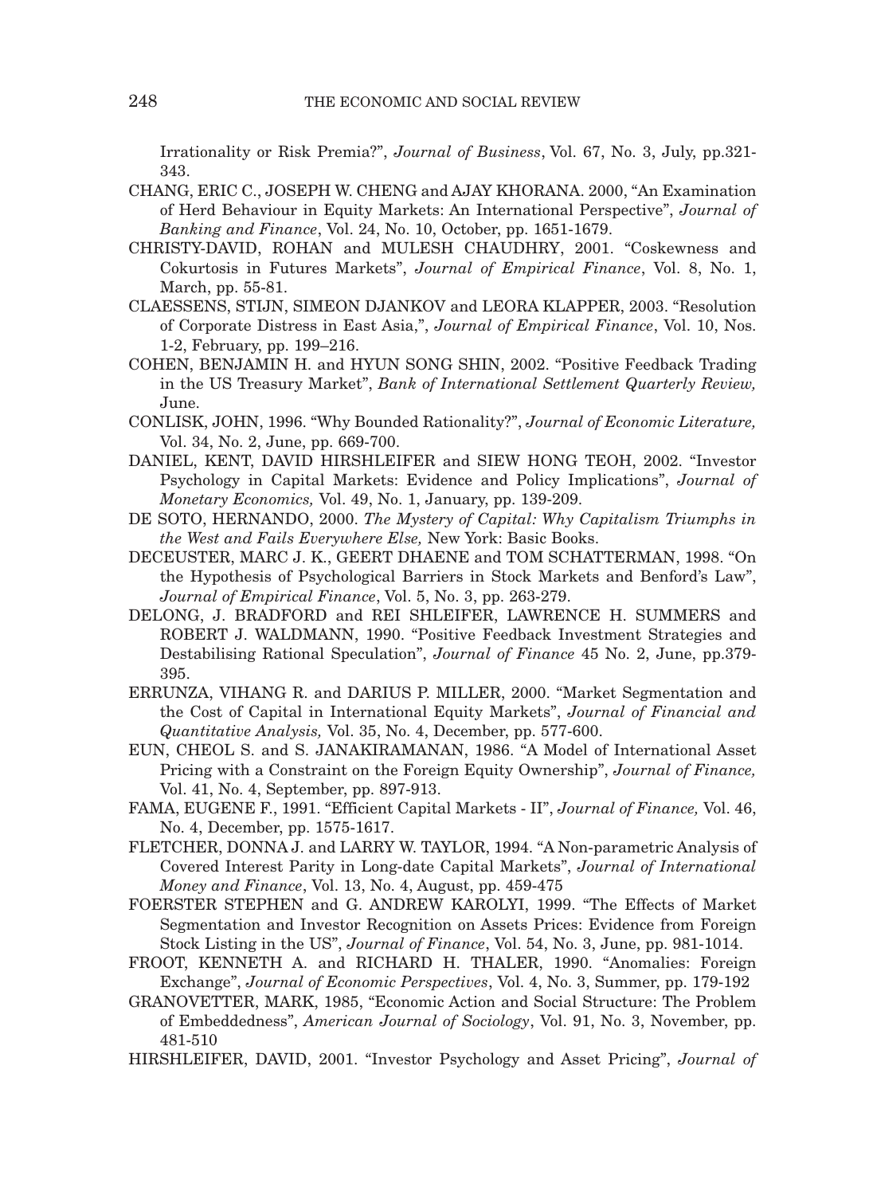Irrationality or Risk Premia?", *Journal of Business*, Vol. 67, No. 3, July, pp.321-343.

CHANG, ERIC C., JOSEPH W. CHENG and AJAY KHORANA. 2000, "An Examination of Herd Behaviour in Equity Markets: An International Perspective", *Journal of Banking and Finance*, Vol. 24, No. 10, October, pp. 1651-1679.

CHRISTY-DAVID, ROHAN and MULESH CHAUDHRY, 2001. "Coskewness and Cokurtosis in Futures Markets", *Journal of Empirical Finance*, Vol. 8, No. 1, March, pp. 55-81.

CLAESSENS, STIJN, SIMEON DJANKOV and LEORA KLAPPER, 2003. "Resolution of Corporate Distress in East Asia,", *Journal of Empirical Finance*, Vol. 10, Nos. 1-2, February, pp. 199–216.

COHEN, BENJAMIN H. and HYUN SONG SHIN, 2002. "Positive Feedback Trading in the US Treasury Market", *Bank of International Settlement Quarterly Review,* June.

CONLISK, JOHN, 1996. "Why Bounded Rationality?", *Journal of Economic Literature,* Vol. 34, No. 2, June, pp. 669-700.

DANIEL, KENT, DAVID HIRSHLEIFER and SIEW HONG TEOH, 2002. "Investor Psychology in Capital Markets: Evidence and Policy Implications", *Journal of Monetary Economics,* Vol. 49, No. 1, January, pp. 139-209.

DE SOTO, HERNANDO, 2000. *The Mystery of Capital: Why Capitalism Triumphs in the West and Fails Everywhere Else,* New York: Basic Books.

DECEUSTER, MARC J. K., GEERT DHAENE and TOM SCHATTERMAN, 1998. "On the Hypothesis of Psychological Barriers in Stock Markets and Benford's Law", *Journal of Empirical Finance*, Vol. 5, No. 3, pp. 263-279.

DELONG, J. BRADFORD and REI SHLEIFER, LAWRENCE H. SUMMERS and ROBERT J. WALDMANN, 1990. "Positive Feedback Investment Strategies and Destabilising Rational Speculation", *Journal of Finance* 45 No. 2, June, pp.379-395.

ERRUNZA, VIHANG R. and DARIUS P. MILLER, 2000. "Market Segmentation and the Cost of Capital in International Equity Markets", *Journal of Financial and Quantitative Analysis,* Vol. 35, No. 4, December, pp. 577-600.

EUN, CHEOL S. and S. JANAKIRAMANAN, 1986. "A Model of International Asset Pricing with a Constraint on the Foreign Equity Ownership", *Journal of Finance,* Vol. 41, No. 4, September, pp. 897-913.

FAMA, EUGENE F., 1991. "Efficient Capital Markets - II", *Journal of Finance,* Vol. 46, No. 4, December, pp. 1575-1617.

FLETCHER, DONNA J. and LARRY W. TAYLOR, 1994. "A Non-parametric Analysis of Covered Interest Parity in Long-date Capital Markets", *Journal of International Money and Finance*, Vol. 13, No. 4, August, pp. 459-475

FOERSTER STEPHEN and G. ANDREW KAROLYI, 1999. "The Effects of Market Segmentation and Investor Recognition on Assets Prices: Evidence from Foreign Stock Listing in the US", *Journal of Finance*, Vol. 54, No. 3, June, pp. 981-1014.

FROOT, KENNETH A. and RICHARD H. THALER, 1990. "Anomalies: Foreign Exchange", *Journal of Economic Perspectives*, Vol. 4, No. 3, Summer, pp. 179-192

GRANOVETTER, MARK, 1985, "Economic Action and Social Structure: The Problem of Embeddedness", *American Journal of Sociology*, Vol. 91, No. 3, November, pp. 481-510

HIRSHLEIFER, DAVID, 2001. "Investor Psychology and Asset Pricing", *Journal of*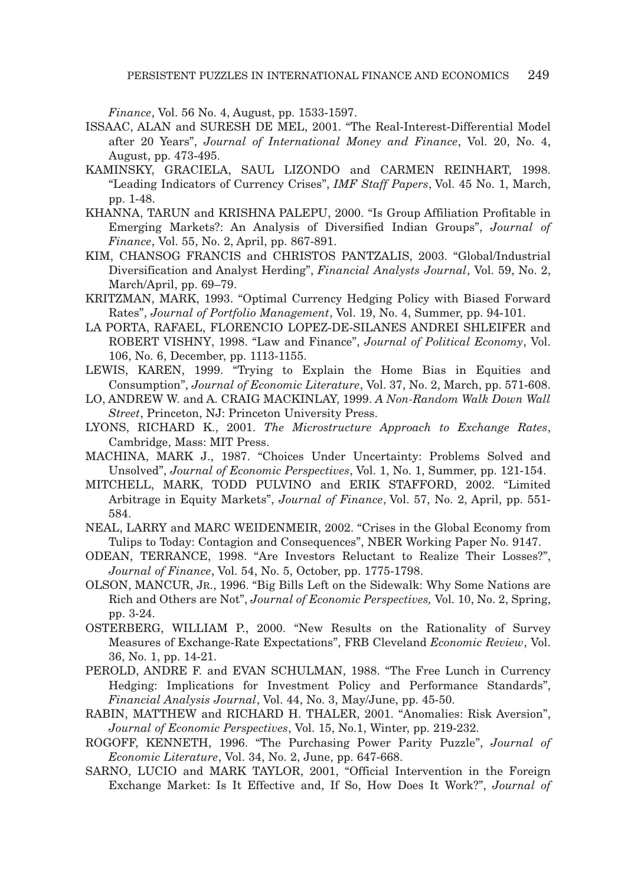*Finance*, Vol. 56 No. 4, August, pp. 1533-1597.

ISSAAC, ALAN and SURESH DE MEL, 2001. "The Real-Interest-Differential Model after 20 Years", *Journal of International Money and Finance*, Vol. 20, No. 4, August, pp. 473-495.

KAMINSKY, GRACIELA, SAUL LIZONDO and CARMEN REINHART, 1998. "Leading Indicators of Currency Crises", *IMF Staff Papers*, Vol. 45 No. 1, March, pp. 1-48.

KHANNA, TARUN and KRISHNA PALEPU, 2000. "Is Group Affiliation Profitable in Emerging Markets?: An Analysis of Diversified Indian Groups", *Journal of Finance*, Vol. 55, No. 2, April, pp. 867-891.

KIM, CHANSOG FRANCIS and CHRISTOS PANTZALIS, 2003. "Global/Industrial Diversification and Analyst Herding", *Financial Analysts Journal*, Vol. 59, No. 2, March/April, pp. 69–79.

KRITZMAN, MARK, 1993. "Optimal Currency Hedging Policy with Biased Forward Rates", *Journal of Portfolio Management*, Vol. 19, No. 4, Summer, pp. 94-101.

LA PORTA, RAFAEL, FLORENCIO LOPEZ-DE-SILANES ANDREI SHLEIFER and ROBERT VISHNY, 1998. "Law and Finance", *Journal of Political Economy*, Vol. 106, No. 6, December, pp. 1113-1155.

LEWIS, KAREN, 1999. "Trying to Explain the Home Bias in Equities and Consumption", *Journal of Economic Literature*, Vol. 37, No. 2, March, pp. 571-608.

LO, ANDREW W. and A. CRAIG MACKINLAY, 1999. *A Non-Random Walk Down Wall Street*, Princeton, NJ: Princeton University Press.

LYONS, RICHARD K., 2001. *The Microstructure Approach to Exchange Rates*, Cambridge, Mass: MIT Press.

MACHINA, MARK J., 1987. "Choices Under Uncertainty: Problems Solved and Unsolved", *Journal of Economic Perspectives*, Vol. 1, No. 1, Summer, pp. 121-154.

MITCHELL, MARK, TODD PULVINO and ERIK STAFFORD, 2002. "Limited Arbitrage in Equity Markets", *Journal of Finance*, Vol. 57, No. 2, April, pp. 551-584.

NEAL, LARRY and MARC WEIDENMEIR, 2002. "Crises in the Global Economy from Tulips to Today: Contagion and Consequences", NBER Working Paper No. 9147.

ODEAN, TERRANCE, 1998. "Are Investors Reluctant to Realize Their Losses?", *Journal of Finance*, Vol. 54, No. 5, October, pp. 1775-1798.

OLSON, MANCUR, JR., 1996. "Big Bills Left on the Sidewalk: Why Some Nations are Rich and Others are Not", *Journal of Economic Perspectives,* Vol. 10, No. 2, Spring, pp. 3-24.

OSTERBERG, WILLIAM P., 2000. "New Results on the Rationality of Survey Measures of Exchange-Rate Expectations", FRB Cleveland *Economic Review*, Vol. 36, No. 1, pp. 14-21.

PEROLD, ANDRE F. and EVAN SCHULMAN, 1988. "The Free Lunch in Currency Hedging: Implications for Investment Policy and Performance Standards", *Financial Analysis Journal*, Vol. 44, No. 3, May/June, pp. 45-50.

RABIN, MATTHEW and RICHARD H. THALER, 2001. "Anomalies: Risk Aversion", *Journal of Economic Perspectives*, Vol. 15, No.1, Winter, pp. 219-232.

ROGOFF, KENNETH, 1996. "The Purchasing Power Parity Puzzle", *Journal of Economic Literature*, Vol. 34, No. 2, June, pp. 647-668.

SARNO, LUCIO and MARK TAYLOR, 2001, "Official Intervention in the Foreign Exchange Market: Is It Effective and, If So, How Does It Work?", *Journal of*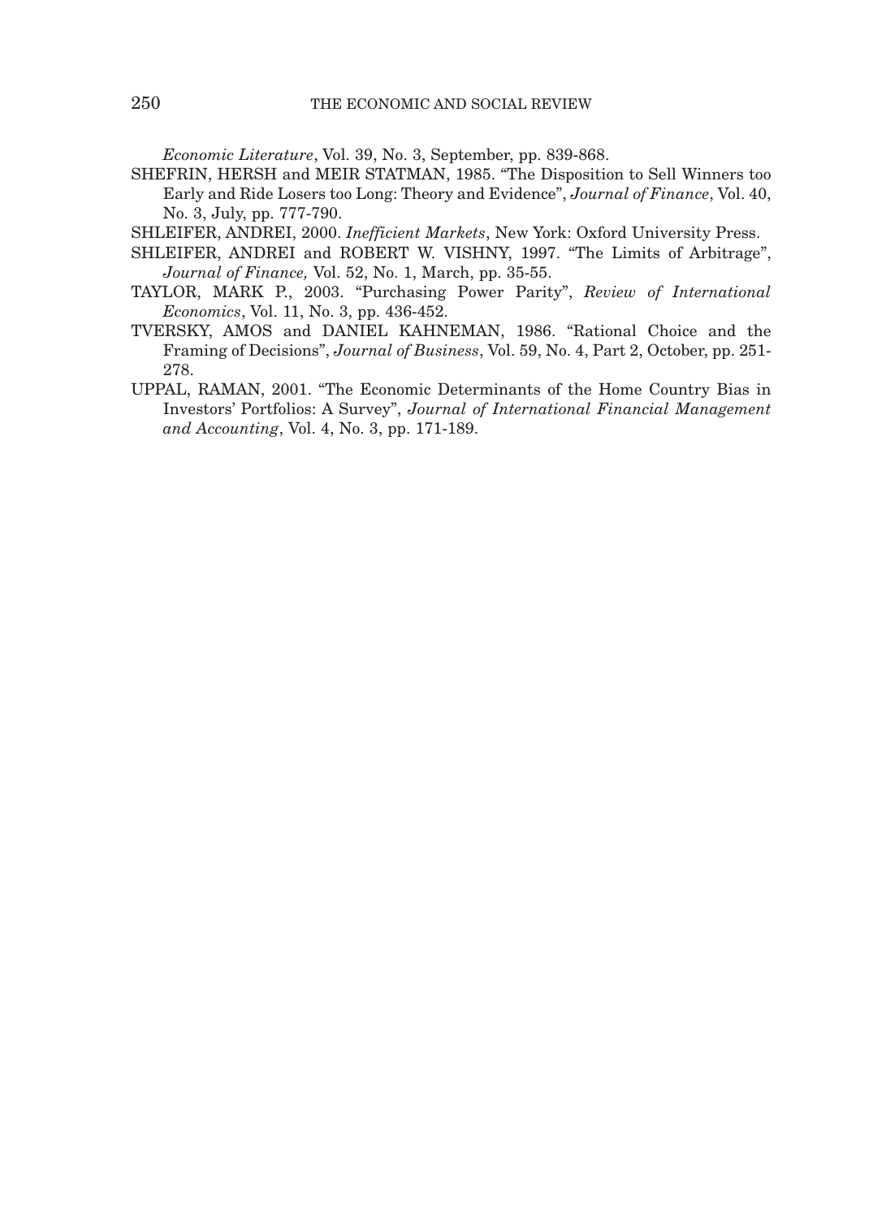*Economic Literature*, Vol. 39, No. 3, September, pp. 839-868.

SHEFRIN, HERSH and MEIR STATMAN, 1985. "The Disposition to Sell Winners too Early and Ride Losers too Long: Theory and Evidence", *Journal of Finance*, Vol. 40, No. 3, July, pp. 777-790.

SHLEIFER, ANDREI, 2000. *Inefficient Markets*, New York: Oxford University Press.

SHLEIFER, ANDREI and ROBERT W. VISHNY, 1997. "The Limits of Arbitrage", *Journal of Finance,* Vol. 52, No. 1, March, pp. 35-55.

TAYLOR, MARK P., 2003. "Purchasing Power Parity", *Review of International Economics*, Vol. 11, No. 3, pp. 436-452.

TVERSKY, AMOS and DANIEL KAHNEMAN, 1986. "Rational Choice and the Framing of Decisions", *Journal of Business*, Vol. 59, No. 4, Part 2, October, pp. 251-278.

UPPAL, RAMAN, 2001. "The Economic Determinants of the Home Country Bias in Investors' Portfolios: A Survey", *Journal of International Financial Management and Accounting*, Vol. 4, No. 3, pp. 171-189.